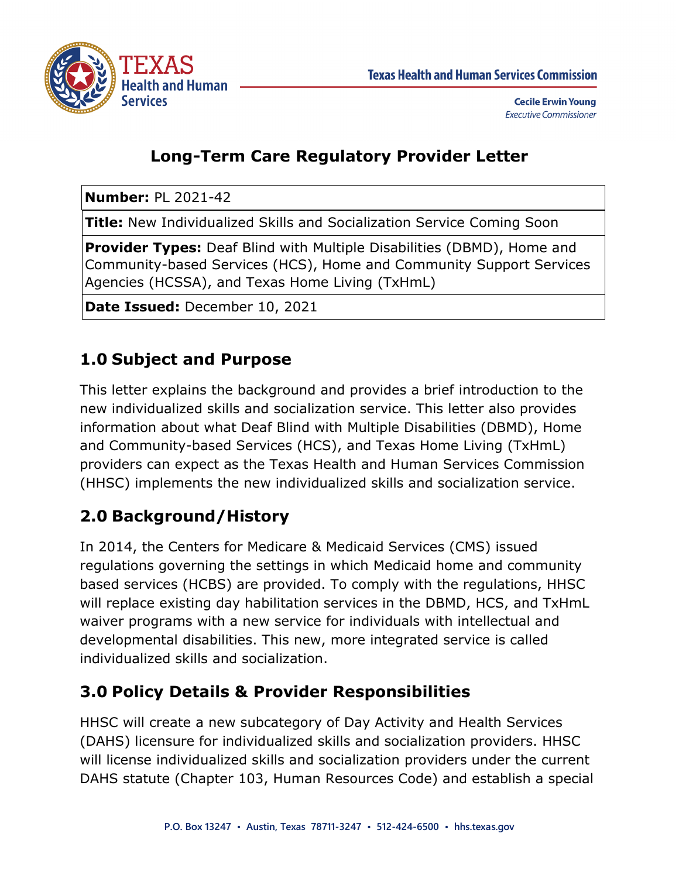Texas Health and Human Services Commission

Cecile Erwin Young
*Executive Commissioner*

# Long-Term Care Regulatory Provider Letter

| |
|---|
| **Number:** PL 2021-42 |
| **Title:** New Individualized Skills and Socialization Service Coming Soon |
| **Provider Types:** Deaf Blind with Multiple Disabilities (DBMD), Home and Community-based Services (HCS), Home and Community Support Services Agencies (HCSSA), and Texas Home Living (TxHmL) |
| **Date Issued:** December 10, 2021 |

## 1.0 Subject and Purpose

This letter explains the background and provides a brief introduction to the new individualized skills and socialization service. This letter also provides information about what Deaf Blind with Multiple Disabilities (DBMD), Home and Community-based Services (HCS), and Texas Home Living (TxHmL) providers can expect as the Texas Health and Human Services Commission (HHSC) implements the new individualized skills and socialization service.

## 2.0 Background/History

In 2014, the Centers for Medicare & Medicaid Services (CMS) issued regulations governing the settings in which Medicaid home and community based services (HCBS) are provided. To comply with the regulations, HHSC will replace existing day habilitation services in the DBMD, HCS, and TxHmL waiver programs with a new service for individuals with intellectual and developmental disabilities. This new, more integrated service is called individualized skills and socialization.

## 3.0 Policy Details & Provider Responsibilities

HHSC will create a new subcategory of Day Activity and Health Services (DAHS) licensure for individualized skills and socialization providers. HHSC will license individualized skills and socialization providers under the current DAHS statute (Chapter 103, Human Resources Code) and establish a special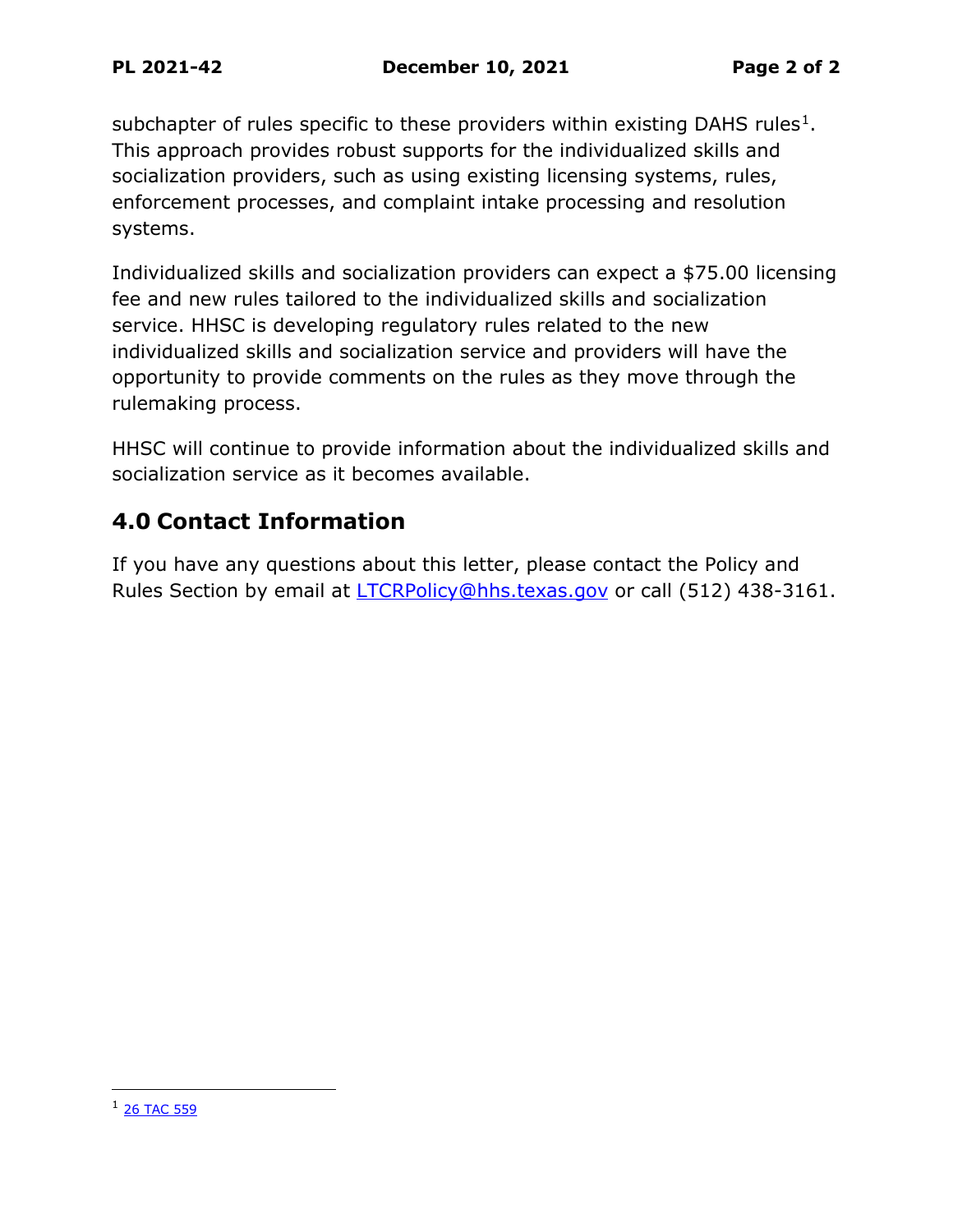subchapter of rules specific to these providers within existing DAHS rules[1]. This approach provides robust supports for the individualized skills and socialization providers, such as using existing licensing systems, rules, enforcement processes, and complaint intake processing and resolution systems.

Individualized skills and socialization providers can expect a $75.00 licensing fee and new rules tailored to the individualized skills and socialization service. HHSC is developing regulatory rules related to the new individualized skills and socialization service and providers will have the opportunity to provide comments on the rules as they move through the rulemaking process.

HHSC will continue to provide information about the individualized skills and socialization service as it becomes available.

## 4.0 Contact Information

If you have any questions about this letter, please contact the Policy and Rules Section by email at LTCRPolicy@hhs.texas.gov or call (512) 438-3161.

---

[1] 26 TAC 559